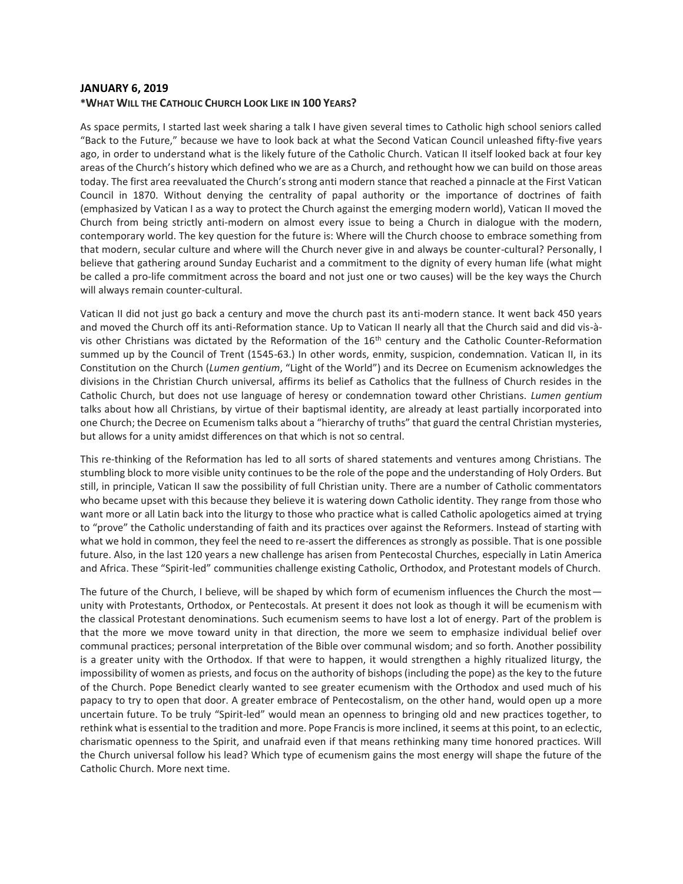**JANUARY 6, 2019**

**\*WHAT WILL THE CATHOLIC CHURCH LOOK LIKE IN 100 YEARS?**

As space permits, I started last week sharing a talk I have given several times to Catholic high school seniors called "Back to the Future," because we have to look back at what the Second Vatican Council unleashed fifty-five years ago, in order to understand what is the likely future of the Catholic Church. Vatican II itself looked back at four key areas of the Church's history which defined who we are as a Church, and rethought how we can build on those areas today. The first area reevaluated the Church's strong anti modern stance that reached a pinnacle at the First Vatican Council in 1870. Without denying the centrality of papal authority or the importance of doctrines of faith (emphasized by Vatican I as a way to protect the Church against the emerging modern world), Vatican II moved the Church from being strictly anti-modern on almost every issue to being a Church in dialogue with the modern, contemporary world. The key question for the future is: Where will the Church choose to embrace something from that modern, secular culture and where will the Church never give in and always be counter-cultural? Personally, I believe that gathering around Sunday Eucharist and a commitment to the dignity of every human life (what might be called a pro-life commitment across the board and not just one or two causes) will be the key ways the Church will always remain counter-cultural.

Vatican II did not just go back a century and move the church past its anti-modern stance. It went back 450 years and moved the Church off its anti-Reformation stance. Up to Vatican II nearly all that the Church said and did vis-à-vis other Christians was dictated by the Reformation of the 16th century and the Catholic Counter-Reformation summed up by the Council of Trent (1545-63.) In other words, enmity, suspicion, condemnation. Vatican II, in its Constitution on the Church (*Lumen gentium*, "Light of the World") and its Decree on Ecumenism acknowledges the divisions in the Christian Church universal, affirms its belief as Catholics that the fullness of Church resides in the Catholic Church, but does not use language of heresy or condemnation toward other Christians. *Lumen gentium* talks about how all Christians, by virtue of their baptismal identity, are already at least partially incorporated into one Church; the Decree on Ecumenism talks about a "hierarchy of truths" that guard the central Christian mysteries, but allows for a unity amidst differences on that which is not so central.

This re-thinking of the Reformation has led to all sorts of shared statements and ventures among Christians. The stumbling block to more visible unity continues to be the role of the pope and the understanding of Holy Orders. But still, in principle, Vatican II saw the possibility of full Christian unity. There are a number of Catholic commentators who became upset with this because they believe it is watering down Catholic identity. They range from those who want more or all Latin back into the liturgy to those who practice what is called Catholic apologetics aimed at trying to "prove" the Catholic understanding of faith and its practices over against the Reformers. Instead of starting with what we hold in common, they feel the need to re-assert the differences as strongly as possible. That is one possible future. Also, in the last 120 years a new challenge has arisen from Pentecostal Churches, especially in Latin America and Africa. These "Spirit-led" communities challenge existing Catholic, Orthodox, and Protestant models of Church.

The future of the Church, I believe, will be shaped by which form of ecumenism influences the Church the most—unity with Protestants, Orthodox, or Pentecostals. At present it does not look as though it will be ecumenism with the classical Protestant denominations. Such ecumenism seems to have lost a lot of energy. Part of the problem is that the more we move toward unity in that direction, the more we seem to emphasize individual belief over communal practices; personal interpretation of the Bible over communal wisdom; and so forth. Another possibility is a greater unity with the Orthodox. If that were to happen, it would strengthen a highly ritualized liturgy, the impossibility of women as priests, and focus on the authority of bishops (including the pope) as the key to the future of the Church. Pope Benedict clearly wanted to see greater ecumenism with the Orthodox and used much of his papacy to try to open that door. A greater embrace of Pentecostalism, on the other hand, would open up a more uncertain future. To be truly "Spirit-led" would mean an openness to bringing old and new practices together, to rethink what is essential to the tradition and more. Pope Francis is more inclined, it seems at this point, to an eclectic, charismatic openness to the Spirit, and unafraid even if that means rethinking many time honored practices. Will the Church universal follow his lead? Which type of ecumenism gains the most energy will shape the future of the Catholic Church. More next time.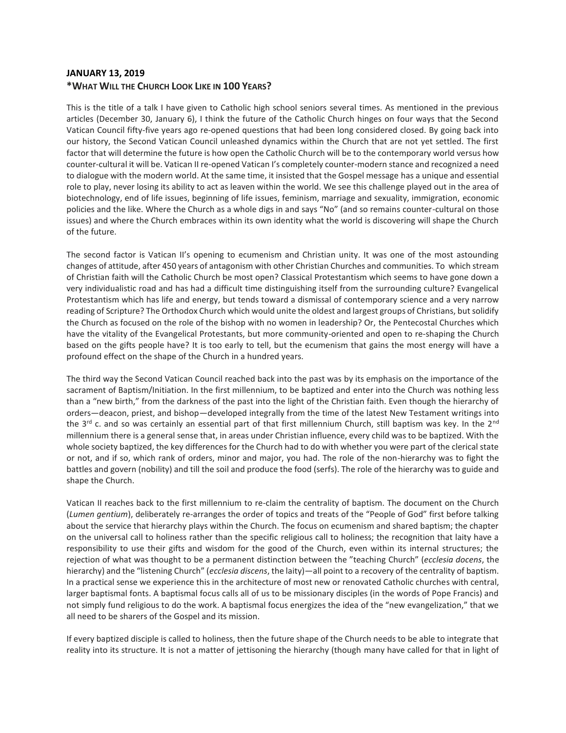**JANUARY 13, 2019**

**\*WHAT WILL THE CHURCH LOOK LIKE IN 100 YEARS?**

This is the title of a talk I have given to Catholic high school seniors several times. As mentioned in the previous articles (December 30, January 6), I think the future of the Catholic Church hinges on four ways that the Second Vatican Council fifty-five years ago re-opened questions that had been long considered closed. By going back into our history, the Second Vatican Council unleashed dynamics within the Church that are not yet settled. The first factor that will determine the future is how open the Catholic Church will be to the contemporary world versus how counter-cultural it will be. Vatican II re-opened Vatican I's completely counter-modern stance and recognized a need to dialogue with the modern world. At the same time, it insisted that the Gospel message has a unique and essential role to play, never losing its ability to act as leaven within the world. We see this challenge played out in the area of biotechnology, end of life issues, beginning of life issues, feminism, marriage and sexuality, immigration, economic policies and the like. Where the Church as a whole digs in and says "No" (and so remains counter-cultural on those issues) and where the Church embraces within its own identity what the world is discovering will shape the Church of the future.

The second factor is Vatican II's opening to ecumenism and Christian unity. It was one of the most astounding changes of attitude, after 450 years of antagonism with other Christian Churches and communities. To which stream of Christian faith will the Catholic Church be most open? Classical Protestantism which seems to have gone down a very individualistic road and has had a difficult time distinguishing itself from the surrounding culture? Evangelical Protestantism which has life and energy, but tends toward a dismissal of contemporary science and a very narrow reading of Scripture? The Orthodox Church which would unite the oldest and largest groups of Christians, but solidify the Church as focused on the role of the bishop with no women in leadership? Or, the Pentecostal Churches which have the vitality of the Evangelical Protestants, but more community-oriented and open to re-shaping the Church based on the gifts people have? It is too early to tell, but the ecumenism that gains the most energy will have a profound effect on the shape of the Church in a hundred years.

The third way the Second Vatican Council reached back into the past was by its emphasis on the importance of the sacrament of Baptism/Initiation. In the first millennium, to be baptized and enter into the Church was nothing less than a "new birth," from the darkness of the past into the light of the Christian faith. Even though the hierarchy of orders—deacon, priest, and bishop—developed integrally from the time of the latest New Testament writings into the 3rd c. and so was certainly an essential part of that first millennium Church, still baptism was key. In the 2nd millennium there is a general sense that, in areas under Christian influence, every child was to be baptized. With the whole society baptized, the key differences for the Church had to do with whether you were part of the clerical state or not, and if so, which rank of orders, minor and major, you had. The role of the non-hierarchy was to fight the battles and govern (nobility) and till the soil and produce the food (serfs). The role of the hierarchy was to guide and shape the Church.

Vatican II reaches back to the first millennium to re-claim the centrality of baptism. The document on the Church (*Lumen gentium*), deliberately re-arranges the order of topics and treats of the "People of God" first before talking about the service that hierarchy plays within the Church. The focus on ecumenism and shared baptism; the chapter on the universal call to holiness rather than the specific religious call to holiness; the recognition that laity have a responsibility to use their gifts and wisdom for the good of the Church, even within its internal structures; the rejection of what was thought to be a permanent distinction between the "teaching Church" (*ecclesia docens*, the hierarchy) and the "listening Church" (*ecclesia discens*, the laity)—all point to a recovery of the centrality of baptism. In a practical sense we experience this in the architecture of most new or renovated Catholic churches with central, larger baptismal fonts. A baptismal focus calls all of us to be missionary disciples (in the words of Pope Francis) and not simply fund religious to do the work. A baptismal focus energizes the idea of the "new evangelization," that we all need to be sharers of the Gospel and its mission.

If every baptized disciple is called to holiness, then the future shape of the Church needs to be able to integrate that reality into its structure. It is not a matter of jettisoning the hierarchy (though many have called for that in light of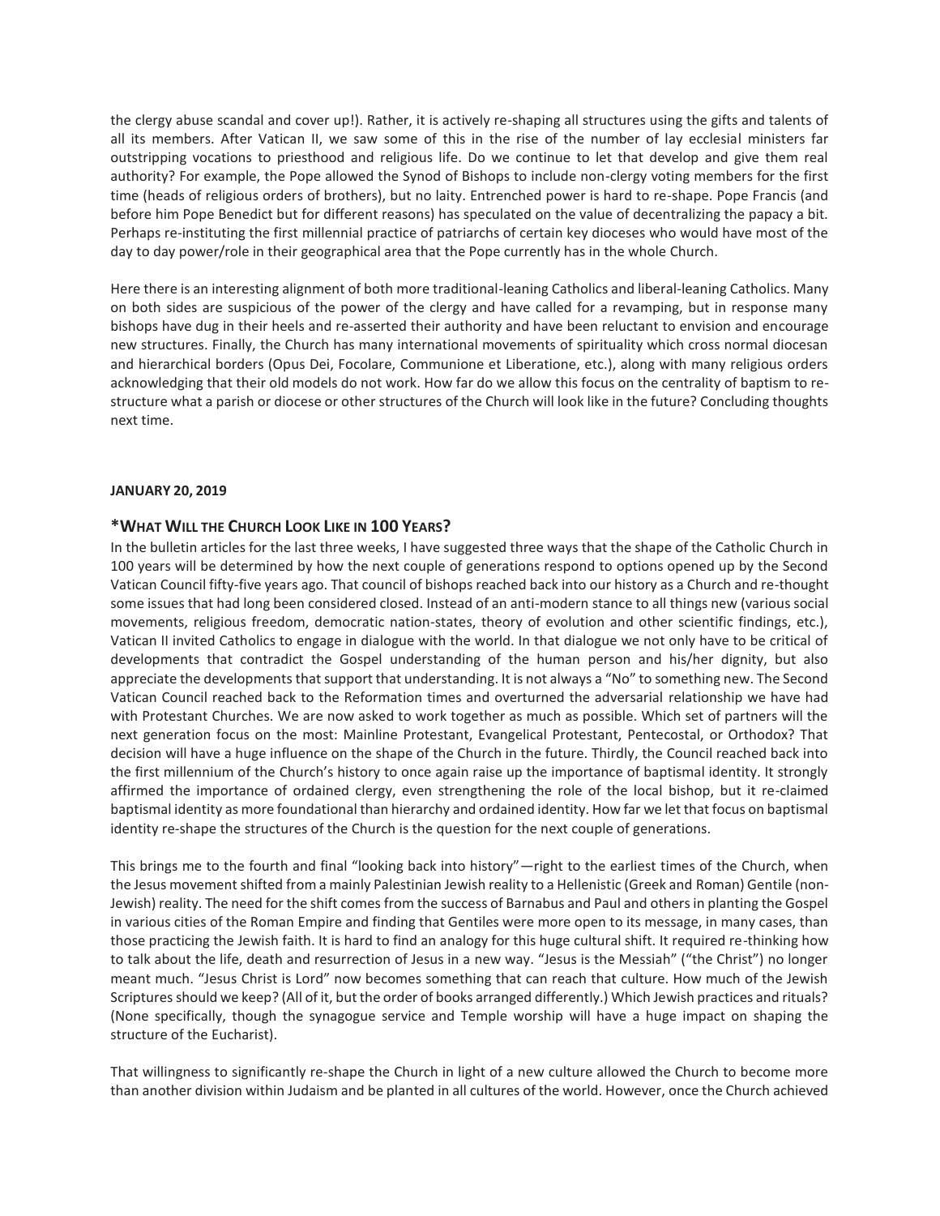the clergy abuse scandal and cover up!). Rather, it is actively re-shaping all structures using the gifts and talents of all its members. After Vatican II, we saw some of this in the rise of the number of lay ecclesial ministers far outstripping vocations to priesthood and religious life. Do we continue to let that develop and give them real authority? For example, the Pope allowed the Synod of Bishops to include non-clergy voting members for the first time (heads of religious orders of brothers), but no laity. Entrenched power is hard to re-shape. Pope Francis (and before him Pope Benedict but for different reasons) has speculated on the value of decentralizing the papacy a bit. Perhaps re-instituting the first millennial practice of patriarchs of certain key dioceses who would have most of the day to day power/role in their geographical area that the Pope currently has in the whole Church.

Here there is an interesting alignment of both more traditional-leaning Catholics and liberal-leaning Catholics. Many on both sides are suspicious of the power of the clergy and have called for a revamping, but in response many bishops have dug in their heels and re-asserted their authority and have been reluctant to envision and encourage new structures. Finally, the Church has many international movements of spirituality which cross normal diocesan and hierarchical borders (Opus Dei, Focolare, Communione et Liberatione, etc.), along with many religious orders acknowledging that their old models do not work. How far do we allow this focus on the centrality of baptism to re-structure what a parish or diocese or other structures of the Church will look like in the future? Concluding thoughts next time.

**JANUARY 20, 2019**

### *What Will the Church Look Like in 100 Years?

In the bulletin articles for the last three weeks, I have suggested three ways that the shape of the Catholic Church in 100 years will be determined by how the next couple of generations respond to options opened up by the Second Vatican Council fifty-five years ago. That council of bishops reached back into our history as a Church and re-thought some issues that had long been considered closed. Instead of an anti-modern stance to all things new (various social movements, religious freedom, democratic nation-states, theory of evolution and other scientific findings, etc.), Vatican II invited Catholics to engage in dialogue with the world. In that dialogue we not only have to be critical of developments that contradict the Gospel understanding of the human person and his/her dignity, but also appreciate the developments that support that understanding. It is not always a "No" to something new. The Second Vatican Council reached back to the Reformation times and overturned the adversarial relationship we have had with Protestant Churches. We are now asked to work together as much as possible. Which set of partners will the next generation focus on the most: Mainline Protestant, Evangelical Protestant, Pentecostal, or Orthodox? That decision will have a huge influence on the shape of the Church in the future. Thirdly, the Council reached back into the first millennium of the Church's history to once again raise up the importance of baptismal identity. It strongly affirmed the importance of ordained clergy, even strengthening the role of the local bishop, but it re-claimed baptismal identity as more foundational than hierarchy and ordained identity. How far we let that focus on baptismal identity re-shape the structures of the Church is the question for the next couple of generations.

This brings me to the fourth and final "looking back into history"—right to the earliest times of the Church, when the Jesus movement shifted from a mainly Palestinian Jewish reality to a Hellenistic (Greek and Roman) Gentile (non-Jewish) reality. The need for the shift comes from the success of Barnabus and Paul and others in planting the Gospel in various cities of the Roman Empire and finding that Gentiles were more open to its message, in many cases, than those practicing the Jewish faith. It is hard to find an analogy for this huge cultural shift. It required re-thinking how to talk about the life, death and resurrection of Jesus in a new way. "Jesus is the Messiah" ("the Christ") no longer meant much. "Jesus Christ is Lord" now becomes something that can reach that culture. How much of the Jewish Scriptures should we keep? (All of it, but the order of books arranged differently.) Which Jewish practices and rituals? (None specifically, though the synagogue service and Temple worship will have a huge impact on shaping the structure of the Eucharist).

That willingness to significantly re-shape the Church in light of a new culture allowed the Church to become more than another division within Judaism and be planted in all cultures of the world. However, once the Church achieved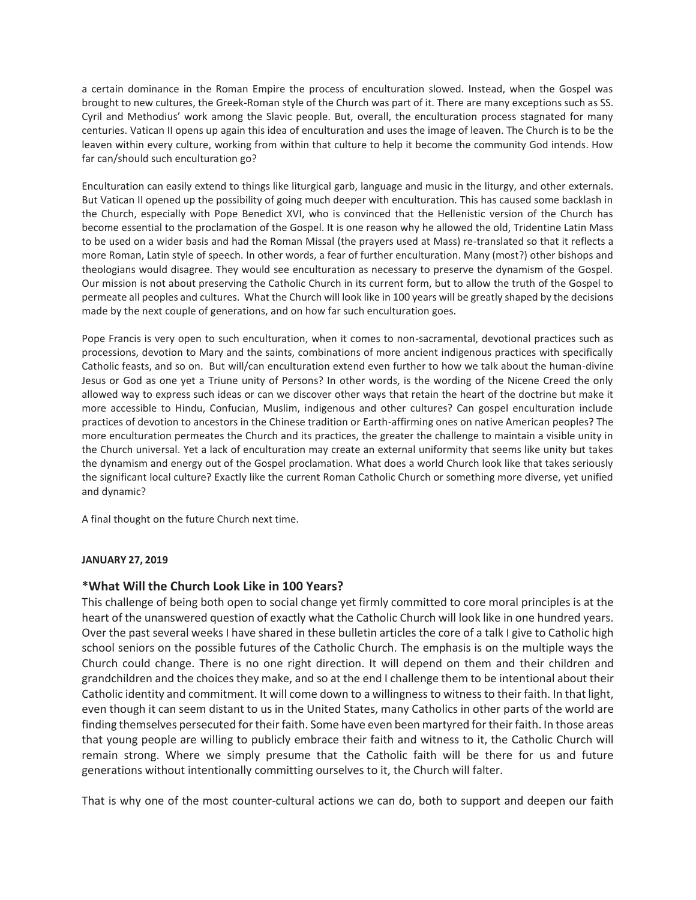a certain dominance in the Roman Empire the process of enculturation slowed. Instead, when the Gospel was brought to new cultures, the Greek-Roman style of the Church was part of it. There are many exceptions such as SS. Cyril and Methodius' work among the Slavic people. But, overall, the enculturation process stagnated for many centuries. Vatican II opens up again this idea of enculturation and uses the image of leaven. The Church is to be the leaven within every culture, working from within that culture to help it become the community God intends. How far can/should such enculturation go?

Enculturation can easily extend to things like liturgical garb, language and music in the liturgy, and other externals. But Vatican II opened up the possibility of going much deeper with enculturation. This has caused some backlash in the Church, especially with Pope Benedict XVI, who is convinced that the Hellenistic version of the Church has become essential to the proclamation of the Gospel. It is one reason why he allowed the old, Tridentine Latin Mass to be used on a wider basis and had the Roman Missal (the prayers used at Mass) re-translated so that it reflects a more Roman, Latin style of speech. In other words, a fear of further enculturation. Many (most?) other bishops and theologians would disagree. They would see enculturation as necessary to preserve the dynamism of the Gospel. Our mission is not about preserving the Catholic Church in its current form, but to allow the truth of the Gospel to permeate all peoples and cultures. What the Church will look like in 100 years will be greatly shaped by the decisions made by the next couple of generations, and on how far such enculturation goes.

Pope Francis is very open to such enculturation, when it comes to non-sacramental, devotional practices such as processions, devotion to Mary and the saints, combinations of more ancient indigenous practices with specifically Catholic feasts, and so on. But will/can enculturation extend even further to how we talk about the human-divine Jesus or God as one yet a Triune unity of Persons? In other words, is the wording of the Nicene Creed the only allowed way to express such ideas or can we discover other ways that retain the heart of the doctrine but make it more accessible to Hindu, Confucian, Muslim, indigenous and other cultures? Can gospel enculturation include practices of devotion to ancestors in the Chinese tradition or Earth-affirming ones on native American peoples? The more enculturation permeates the Church and its practices, the greater the challenge to maintain a visible unity in the Church universal. Yet a lack of enculturation may create an external uniformity that seems like unity but takes the dynamism and energy out of the Gospel proclamation. What does a world Church look like that takes seriously the significant local culture? Exactly like the current Roman Catholic Church or something more diverse, yet unified and dynamic?

A final thought on the future Church next time.

**JANUARY 27, 2019**

### *What Will the Church Look Like in 100 Years?

This challenge of being both open to social change yet firmly committed to core moral principles is at the heart of the unanswered question of exactly what the Catholic Church will look like in one hundred years. Over the past several weeks I have shared in these bulletin articles the core of a talk I give to Catholic high school seniors on the possible futures of the Catholic Church. The emphasis is on the multiple ways the Church could change. There is no one right direction. It will depend on them and their children and grandchildren and the choices they make, and so at the end I challenge them to be intentional about their Catholic identity and commitment. It will come down to a willingness to witness to their faith. In that light, even though it can seem distant to us in the United States, many Catholics in other parts of the world are finding themselves persecuted for their faith. Some have even been martyred for their faith. In those areas that young people are willing to publicly embrace their faith and witness to it, the Catholic Church will remain strong. Where we simply presume that the Catholic faith will be there for us and future generations without intentionally committing ourselves to it, the Church will falter.

That is why one of the most counter-cultural actions we can do, both to support and deepen our faith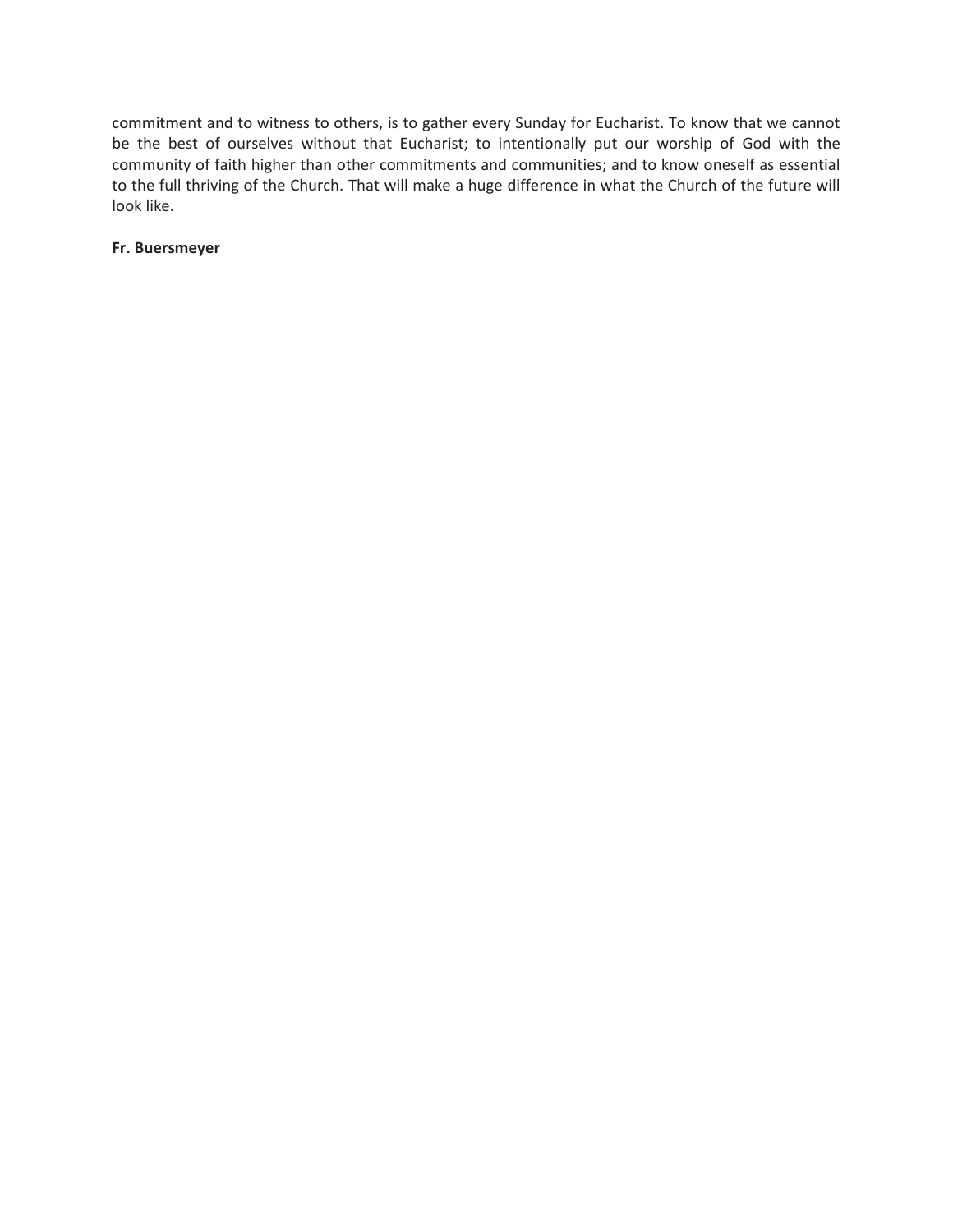commitment and to witness to others, is to gather every Sunday for Eucharist. To know that we cannot be the best of ourselves without that Eucharist; to intentionally put our worship of God with the community of faith higher than other commitments and communities; and to know oneself as essential to the full thriving of the Church. That will make a huge difference in what the Church of the future will look like.

**Fr. Buersmeyer**